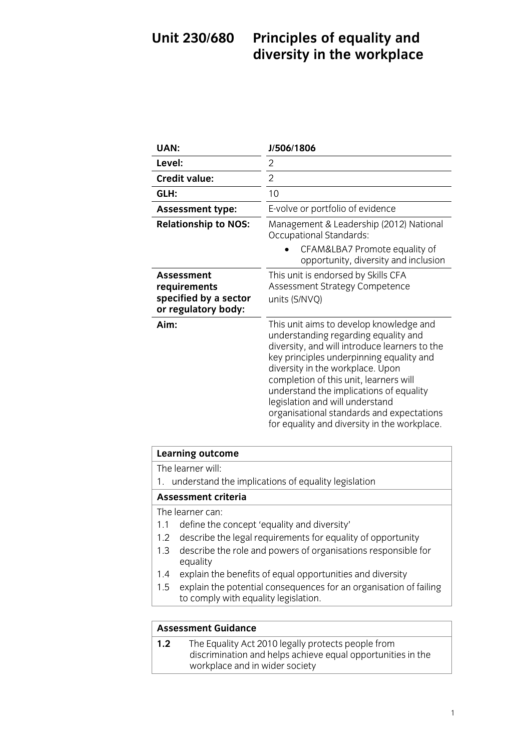# Unit 230/680 Principles of equality and diversity in the workplace

| | |
|---|---|
| **UAN:** | **J/506/1806** |
| **Level:** | 2 |
| **Credit value:** | 2 |
| **GLH:** | 10 |
| **Assessment type:** | E-volve or portfolio of evidence |
| **Relationship to NOS:** | Management & Leadership (2012) National Occupational Standards:<br>• CFAM&LBA7 Promote equality of opportunity, diversity and inclusion |
| **Assessment requirements specified by a sector or regulatory body:** | This unit is endorsed by Skills CFA Assessment Strategy Competence units (S/NVQ) |
| **Aim:** | This unit aims to develop knowledge and understanding regarding equality and diversity, and will introduce learners to the key principles underpinning equality and diversity in the workplace. Upon completion of this unit, learners will understand the implications of equality legislation and will understand organisational standards and expectations for equality and diversity in the workplace. |

| **Learning outcome** |
|---|
| The learner will: |
| 1. understand the implications of equality legislation |
| **Assessment criteria** |
| The learner can: |
| 1.1 define the concept 'equality and diversity' |
| 1.2 describe the legal requirements for equality of opportunity |
| 1.3 describe the role and powers of organisations responsible for equality |
| 1.4 explain the benefits of equal opportunities and diversity |
| 1.5 explain the potential consequences for an organisation of failing to comply with equality legislation. |

| **Assessment Guidance** | |
|---|---|
| **1.2** | The Equality Act 2010 legally protects people from discrimination and helps achieve equal opportunities in the workplace and in wider society |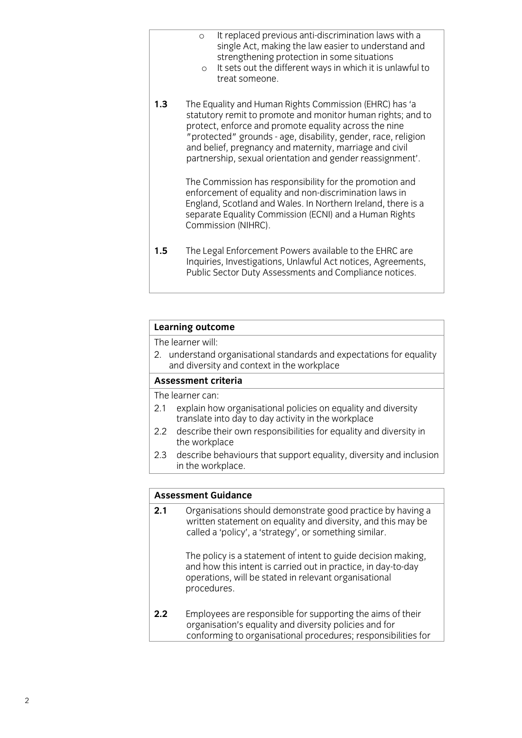- It replaced previous anti-discrimination laws with a single Act, making the law easier to understand and strengthening protection in some situations
- It sets out the different ways in which it is unlawful to treat someone.

**1.3** The Equality and Human Rights Commission (EHRC) has 'a statutory remit to promote and monitor human rights; and to protect, enforce and promote equality across the nine "protected" grounds - age, disability, gender, race, religion and belief, pregnancy and maternity, marriage and civil partnership, sexual orientation and gender reassignment'.

The Commission has responsibility for the promotion and enforcement of equality and non-discrimination laws in England, Scotland and Wales. In Northern Ireland, there is a separate Equality Commission (ECNI) and a Human Rights Commission (NIHRC).

**1.5** The Legal Enforcement Powers available to the EHRC are Inquiries, Investigations, Unlawful Act notices, Agreements, Public Sector Duty Assessments and Compliance notices.

| **Learning outcome** |
| --- |
| The learner will: |
| 2. understand organisational standards and expectations for equality and diversity and context in the workplace |
| **Assessment criteria** |
| The learner can: |
| 2.1 explain how organisational policies on equality and diversity translate into day to day activity in the workplace |
| 2.2 describe their own responsibilities for equality and diversity in the workplace |
| 2.3 describe behaviours that support equality, diversity and inclusion in the workplace. |

**Assessment Guidance**

**2.1** Organisations should demonstrate good practice by having a written statement on equality and diversity, and this may be called a 'policy', a 'strategy', or something similar.

The policy is a statement of intent to guide decision making, and how this intent is carried out in practice, in day-to-day operations, will be stated in relevant organisational procedures.

**2.2** Employees are responsible for supporting the aims of their organisation's equality and diversity policies and for conforming to organisational procedures; responsibilities for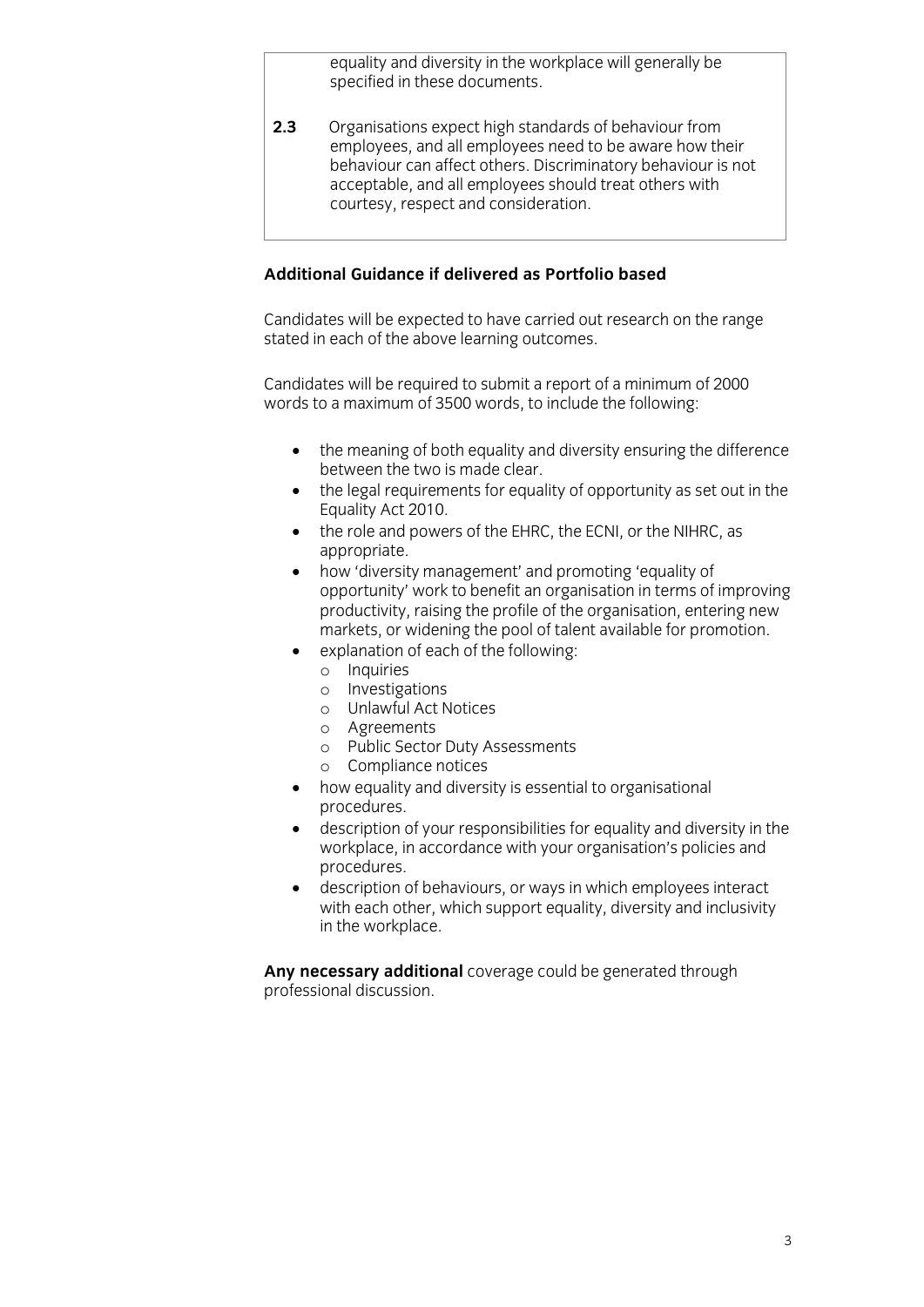|  |  |
|---|---|
|  | equality and diversity in the workplace will generally be specified in these documents. |
| **2.3** | Organisations expect high standards of behaviour from employees, and all employees need to be aware how their behaviour can affect others. Discriminatory behaviour is not acceptable, and all employees should treat others with courtesy, respect and consideration. |

**Additional Guidance if delivered as Portfolio based**

Candidates will be expected to have carried out research on the range stated in each of the above learning outcomes.

Candidates will be required to submit a report of a minimum of 2000 words to a maximum of 3500 words, to include the following:

- the meaning of both equality and diversity ensuring the difference between the two is made clear.
- the legal requirements for equality of opportunity as set out in the Equality Act 2010.
- the role and powers of the EHRC, the ECNI, or the NIHRC, as appropriate.
- how 'diversity management' and promoting 'equality of opportunity' work to benefit an organisation in terms of improving productivity, raising the profile of the organisation, entering new markets, or widening the pool of talent available for promotion.
- explanation of each of the following:
  - Inquiries
  - Investigations
  - Unlawful Act Notices
  - Agreements
  - Public Sector Duty Assessments
  - Compliance notices
- how equality and diversity is essential to organisational procedures.
- description of your responsibilities for equality and diversity in the workplace, in accordance with your organisation's policies and procedures.
- description of behaviours, or ways in which employees interact with each other, which support equality, diversity and inclusivity in the workplace.

**Any necessary additional** coverage could be generated through professional discussion.